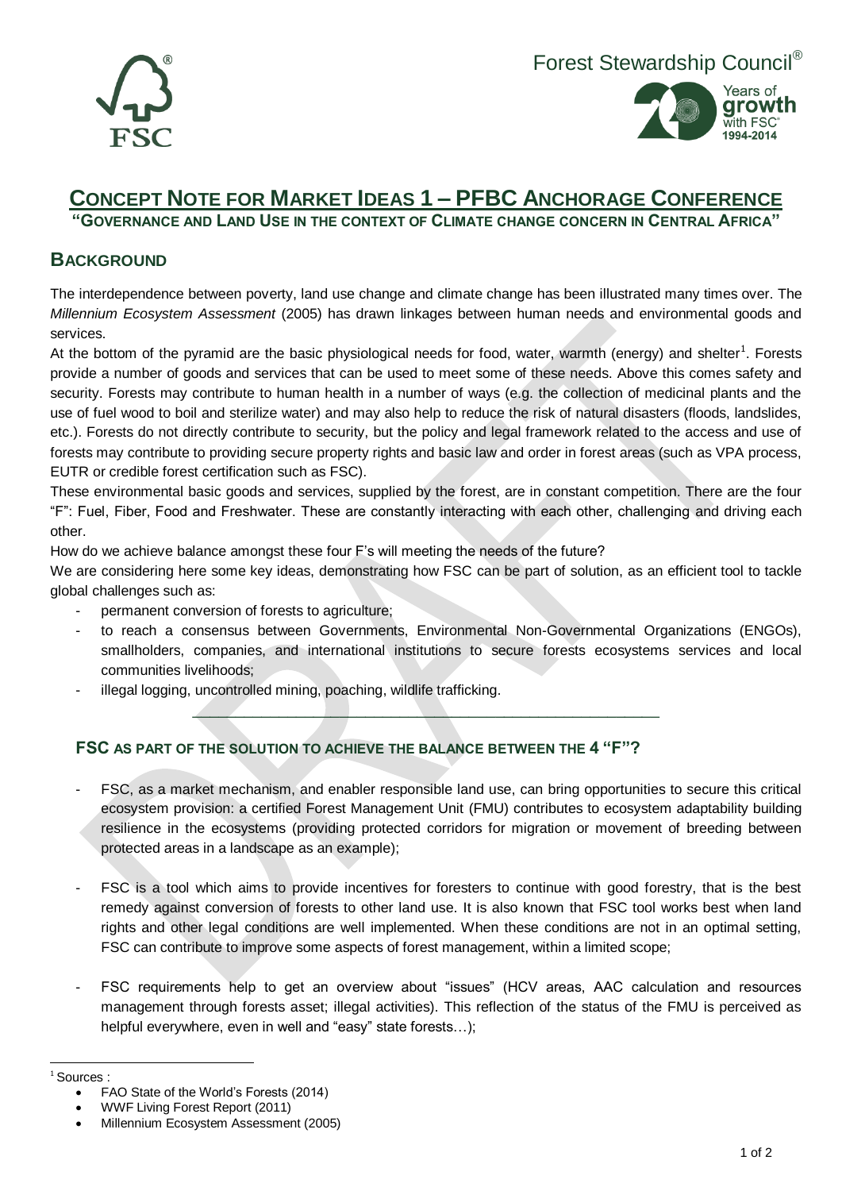Forest Stewardship Council®

# CONCEPT NOTE FOR MARKET IDEAS 1 – PFBC ANCHORAGE CONFERENCE

**"GOVERNANCE AND LAND USE IN THE CONTEXT OF CLIMATE CHANGE CONCERN IN CENTRAL AFRICA"**

## BACKGROUND

The interdependence between poverty, land use change and climate change has been illustrated many times over. The *Millennium Ecosystem Assessment* (2005) has drawn linkages between human needs and environmental goods and services.

At the bottom of the pyramid are the basic physiological needs for food, water, warmth (energy) and shelter[1]. Forests provide a number of goods and services that can be used to meet some of these needs. Above this comes safety and security. Forests may contribute to human health in a number of ways (e.g. the collection of medicinal plants and the use of fuel wood to boil and sterilize water) and may also help to reduce the risk of natural disasters (floods, landslides, etc.). Forests do not directly contribute to security, but the policy and legal framework related to the access and use of forests may contribute to providing secure property rights and basic law and order in forest areas (such as VPA process, EUTR or credible forest certification such as FSC).

These environmental basic goods and services, supplied by the forest, are in constant competition. There are the four "F": Fuel, Fiber, Food and Freshwater. These are constantly interacting with each other, challenging and driving each other.

How do we achieve balance amongst these four F's will meeting the needs of the future?

We are considering here some key ideas, demonstrating how FSC can be part of solution, as an efficient tool to tackle global challenges such as:

- permanent conversion of forests to agriculture;
- to reach a consensus between Governments, Environmental Non-Governmental Organizations (ENGOs), smallholders, companies, and international institutions to secure forests ecosystems services and local communities livelihoods;
- illegal logging, uncontrolled mining, poaching, wildlife trafficking.

---

### FSC AS PART OF THE SOLUTION TO ACHIEVE THE BALANCE BETWEEN THE 4 "F"?

- FSC, as a market mechanism, and enabler responsible land use, can bring opportunities to secure this critical ecosystem provision: a certified Forest Management Unit (FMU) contributes to ecosystem adaptability building resilience in the ecosystems (providing protected corridors for migration or movement of breeding between protected areas in a landscape as an example);

- FSC is a tool which aims to provide incentives for foresters to continue with good forestry, that is the best remedy against conversion of forests to other land use. It is also known that FSC tool works best when land rights and other legal conditions are well implemented. When these conditions are not in an optimal setting, FSC can contribute to improve some aspects of forest management, within a limited scope;

- FSC requirements help to get an overview about "issues" (HCV areas, AAC calculation and resources management through forests asset; illegal activities). This reflection of the status of the FMU is perceived as helpful everywhere, even in well and "easy" state forests…);

---

[1] Sources :

- FAO State of the World's Forests (2014)
- WWF Living Forest Report (2011)
- Millennium Ecosystem Assessment (2005)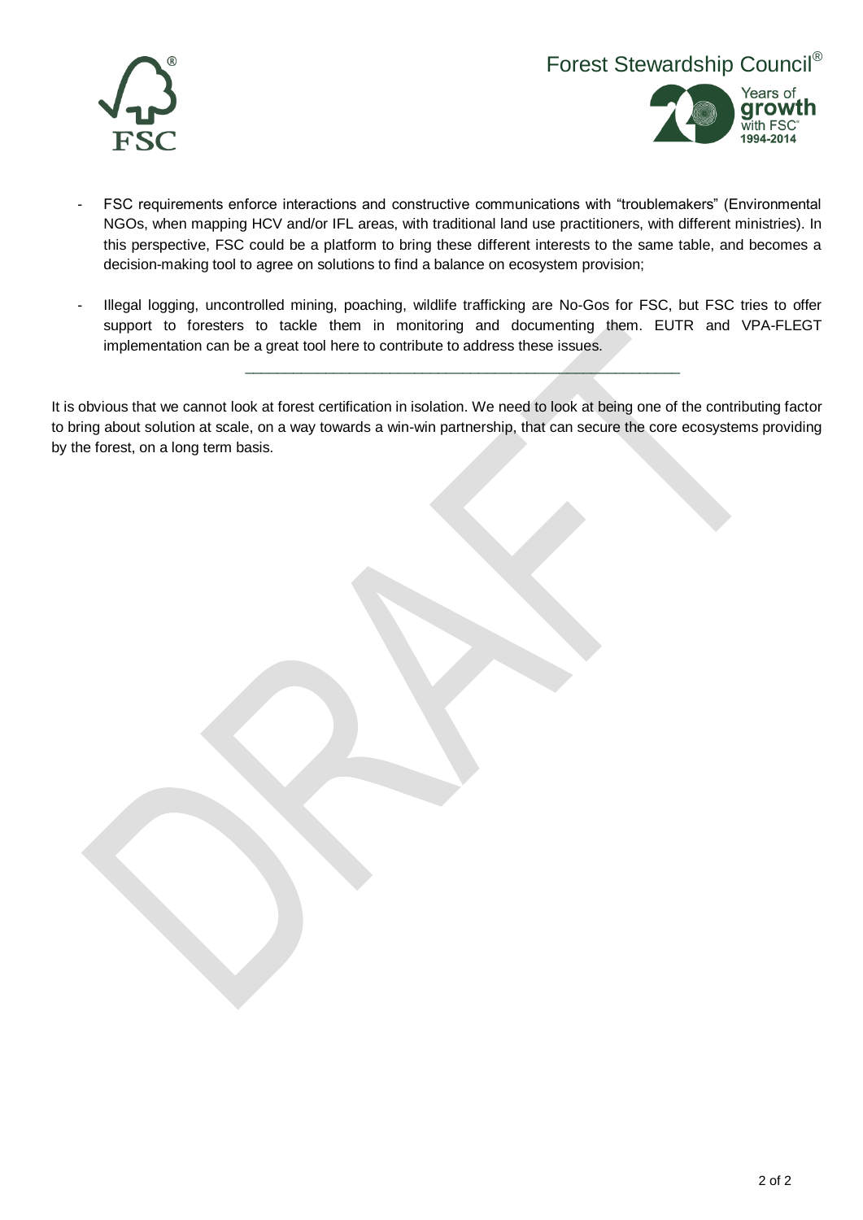- FSC requirements enforce interactions and constructive communications with "troublemakers" (Environmental NGOs, when mapping HCV and/or IFL areas, with traditional land use practitioners, with different ministries). In this perspective, FSC could be a platform to bring these different interests to the same table, and becomes a decision-making tool to agree on solutions to find a balance on ecosystem provision;

- Illegal logging, uncontrolled mining, poaching, wildlife trafficking are No-Gos for FSC, but FSC tries to offer support to foresters to tackle them in monitoring and documenting them. EUTR and VPA-FLEGT implementation can be a great tool here to contribute to address these issues.

---

It is obvious that we cannot look at forest certification in isolation. We need to look at being one of the contributing factor to bring about solution at scale, on a way towards a win-win partnership, that can secure the core ecosystems providing by the forest, on a long term basis.